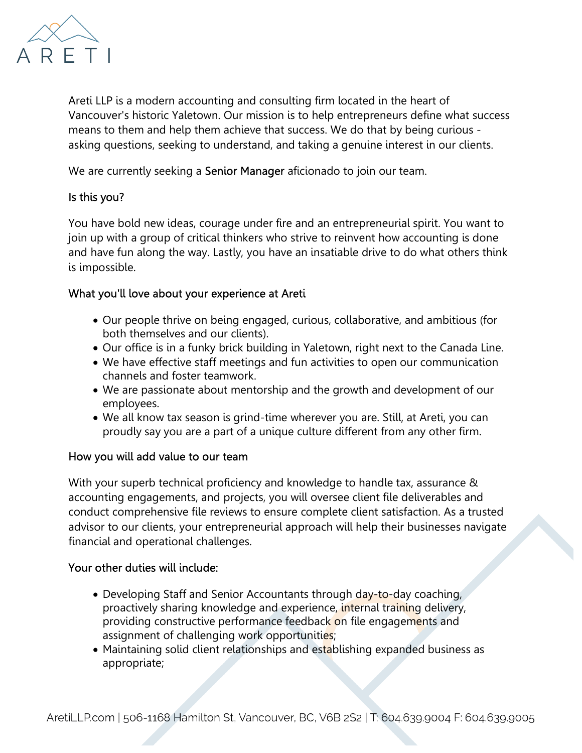Areti LLP is a modern accounting and consulting firm located in the heart of Vancouver's historic Yaletown. Our mission is to help entrepreneurs define what success means to them and help them achieve that success. We do that by being curious - asking questions, seeking to understand, and taking a genuine interest in our clients.

We are currently seeking a **Senior Manager** aficionado to join our team.

### Is this you?

You have bold new ideas, courage under fire and an entrepreneurial spirit. You want to join up with a group of critical thinkers who strive to reinvent how accounting is done and have fun along the way. Lastly, you have an insatiable drive to do what others think is impossible.

### What you'll love about your experience at Areti

- Our people thrive on being engaged, curious, collaborative, and ambitious (for both themselves and our clients).
- Our office is in a funky brick building in Yaletown, right next to the Canada Line.
- We have effective staff meetings and fun activities to open our communication channels and foster teamwork.
- We are passionate about mentorship and the growth and development of our employees.
- We all know tax season is grind-time wherever you are. Still, at Areti, you can proudly say you are a part of a unique culture different from any other firm.

### How you will add value to our team

With your superb technical proficiency and knowledge to handle tax, assurance & accounting engagements, and projects, you will oversee client file deliverables and conduct comprehensive file reviews to ensure complete client satisfaction. As a trusted advisor to our clients, your entrepreneurial approach will help their businesses navigate financial and operational challenges.

### Your other duties will include:

- Developing Staff and Senior Accountants through day-to-day coaching, proactively sharing knowledge and experience, internal training delivery, providing constructive performance feedback on file engagements and assignment of challenging work opportunities;
- Maintaining solid client relationships and establishing expanded business as appropriate;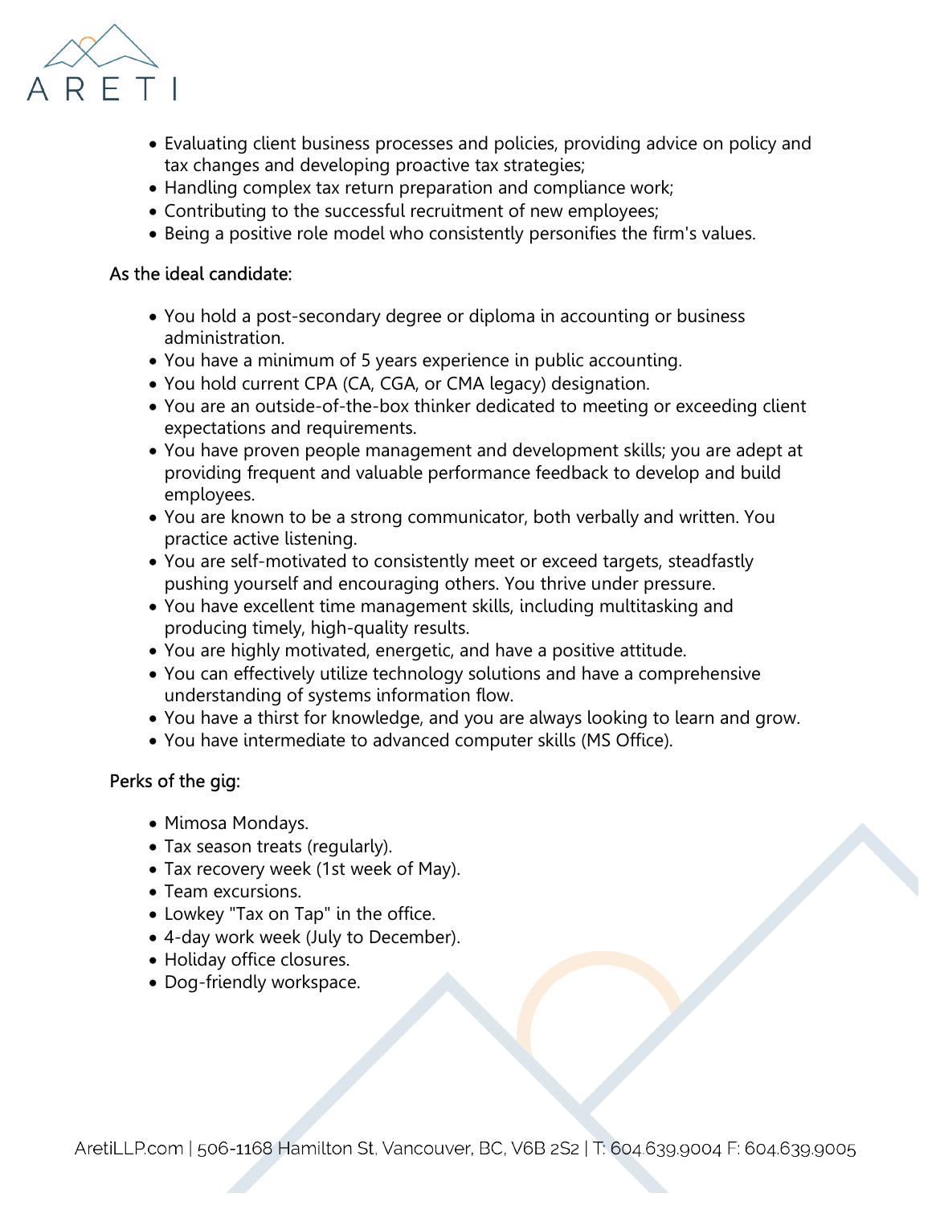- Evaluating client business processes and policies, providing advice on policy and tax changes and developing proactive tax strategies;
- Handling complex tax return preparation and compliance work;
- Contributing to the successful recruitment of new employees;
- Being a positive role model who consistently personifies the firm's values.

As the ideal candidate:

- You hold a post-secondary degree or diploma in accounting or business administration.
- You have a minimum of 5 years experience in public accounting.
- You hold current CPA (CA, CGA, or CMA legacy) designation.
- You are an outside-of-the-box thinker dedicated to meeting or exceeding client expectations and requirements.
- You have proven people management and development skills; you are adept at providing frequent and valuable performance feedback to develop and build employees.
- You are known to be a strong communicator, both verbally and written. You practice active listening.
- You are self-motivated to consistently meet or exceed targets, steadfastly pushing yourself and encouraging others. You thrive under pressure.
- You have excellent time management skills, including multitasking and producing timely, high-quality results.
- You are highly motivated, energetic, and have a positive attitude.
- You can effectively utilize technology solutions and have a comprehensive understanding of systems information flow.
- You have a thirst for knowledge, and you are always looking to learn and grow.
- You have intermediate to advanced computer skills (MS Office).

Perks of the gig:

- Mimosa Mondays.
- Tax season treats (regularly).
- Tax recovery week (1st week of May).
- Team excursions.
- Lowkey "Tax on Tap" in the office.
- 4-day work week (July to December).
- Holiday office closures.
- Dog-friendly workspace.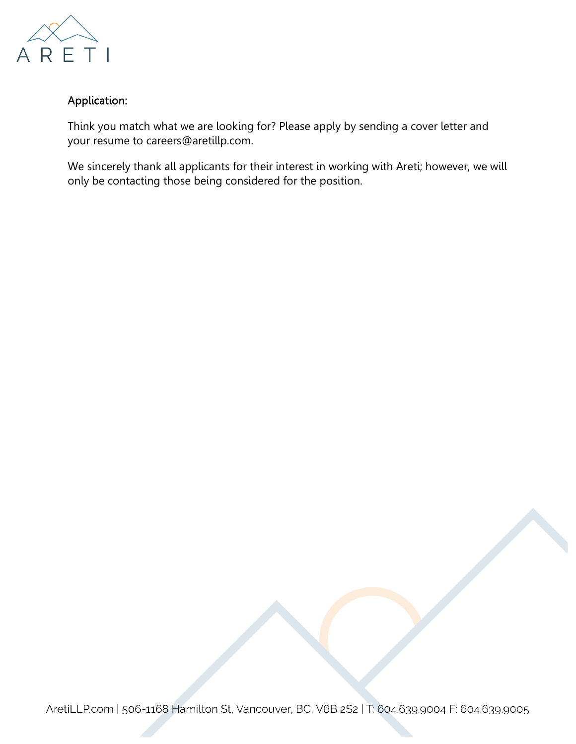**Application:**

Think you match what we are looking for? Please apply by sending a cover letter and your resume to careers@aretillp.com.

We sincerely thank all applicants for their interest in working with Areti; however, we will only be contacting those being considered for the position.